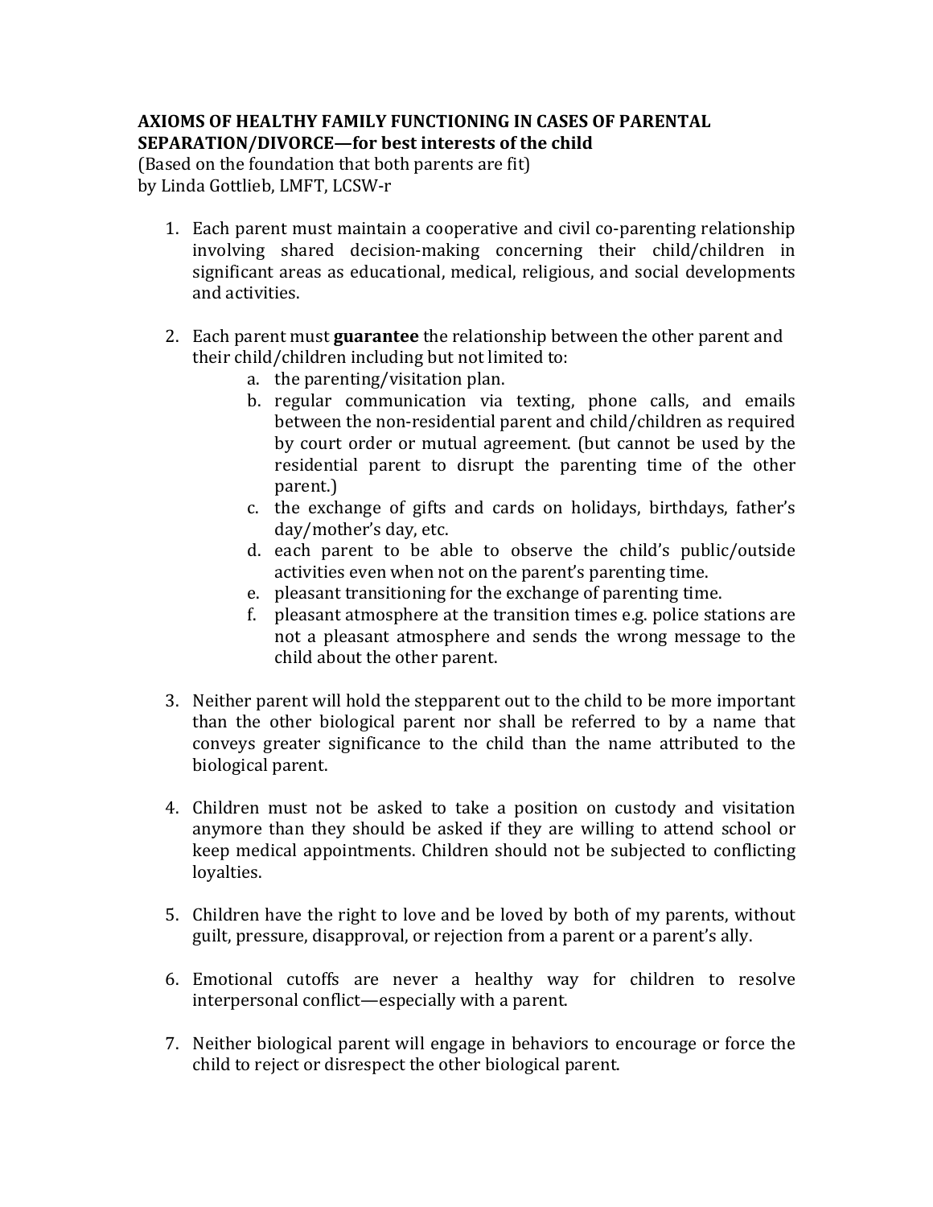**AXIOMS OF HEALTHY FAMILY FUNCTIONING IN CASES OF PARENTAL SEPARATION/DIVORCE—for best interests of the child**
(Based on the foundation that both parents are fit)
by Linda Gottlieb, LMFT, LCSW-r

1. Each parent must maintain a cooperative and civil co-parenting relationship involving shared decision-making concerning their child/children in significant areas as educational, medical, religious, and social developments and activities.

2. Each parent must **guarantee** the relationship between the other parent and their child/children including but not limited to:
    a. the parenting/visitation plan.
    b. regular communication via texting, phone calls, and emails between the non-residential parent and child/children as required by court order or mutual agreement. (but cannot be used by the residential parent to disrupt the parenting time of the other parent.)
    c. the exchange of gifts and cards on holidays, birthdays, father's day/mother's day, etc.
    d. each parent to be able to observe the child's public/outside activities even when not on the parent's parenting time.
    e. pleasant transitioning for the exchange of parenting time.
    f. pleasant atmosphere at the transition times e.g. police stations are not a pleasant atmosphere and sends the wrong message to the child about the other parent.

3. Neither parent will hold the stepparent out to the child to be more important than the other biological parent nor shall be referred to by a name that conveys greater significance to the child than the name attributed to the biological parent.

4. Children must not be asked to take a position on custody and visitation anymore than they should be asked if they are willing to attend school or keep medical appointments. Children should not be subjected to conflicting loyalties.

5. Children have the right to love and be loved by both of my parents, without guilt, pressure, disapproval, or rejection from a parent or a parent's ally.

6. Emotional cutoffs are never a healthy way for children to resolve interpersonal conflict—especially with a parent.

7. Neither biological parent will engage in behaviors to encourage or force the child to reject or disrespect the other biological parent.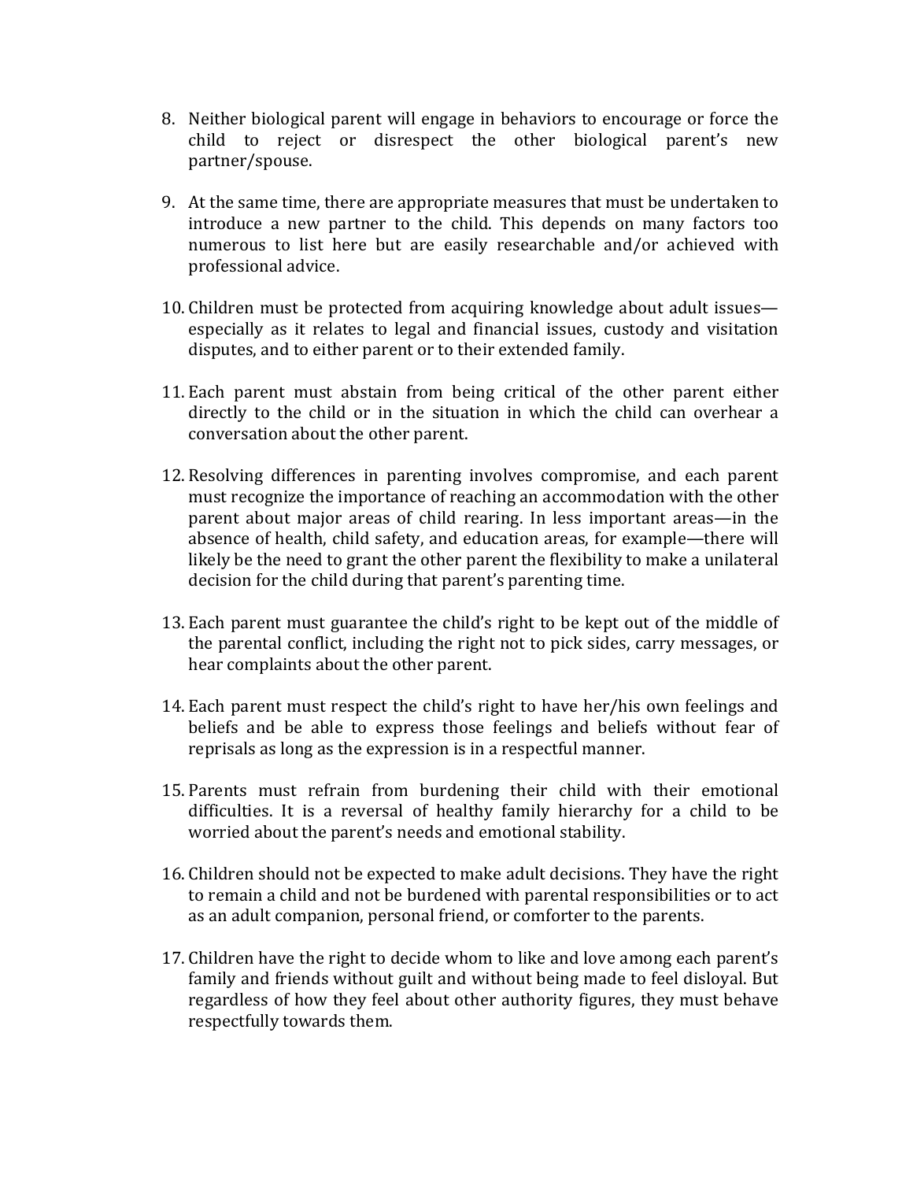8. Neither biological parent will engage in behaviors to encourage or force the child to reject or disrespect the other biological parent's new partner/spouse.

9. At the same time, there are appropriate measures that must be undertaken to introduce a new partner to the child. This depends on many factors too numerous to list here but are easily researchable and/or achieved with professional advice.

10. Children must be protected from acquiring knowledge about adult issues—especially as it relates to legal and financial issues, custody and visitation disputes, and to either parent or to their extended family.

11. Each parent must abstain from being critical of the other parent either directly to the child or in the situation in which the child can overhear a conversation about the other parent.

12. Resolving differences in parenting involves compromise, and each parent must recognize the importance of reaching an accommodation with the other parent about major areas of child rearing. In less important areas—in the absence of health, child safety, and education areas, for example—there will likely be the need to grant the other parent the flexibility to make a unilateral decision for the child during that parent's parenting time.

13. Each parent must guarantee the child's right to be kept out of the middle of the parental conflict, including the right not to pick sides, carry messages, or hear complaints about the other parent.

14. Each parent must respect the child's right to have her/his own feelings and beliefs and be able to express those feelings and beliefs without fear of reprisals as long as the expression is in a respectful manner.

15. Parents must refrain from burdening their child with their emotional difficulties. It is a reversal of healthy family hierarchy for a child to be worried about the parent's needs and emotional stability.

16. Children should not be expected to make adult decisions. They have the right to remain a child and not be burdened with parental responsibilities or to act as an adult companion, personal friend, or comforter to the parents.

17. Children have the right to decide whom to like and love among each parent's family and friends without guilt and without being made to feel disloyal. But regardless of how they feel about other authority figures, they must behave respectfully towards them.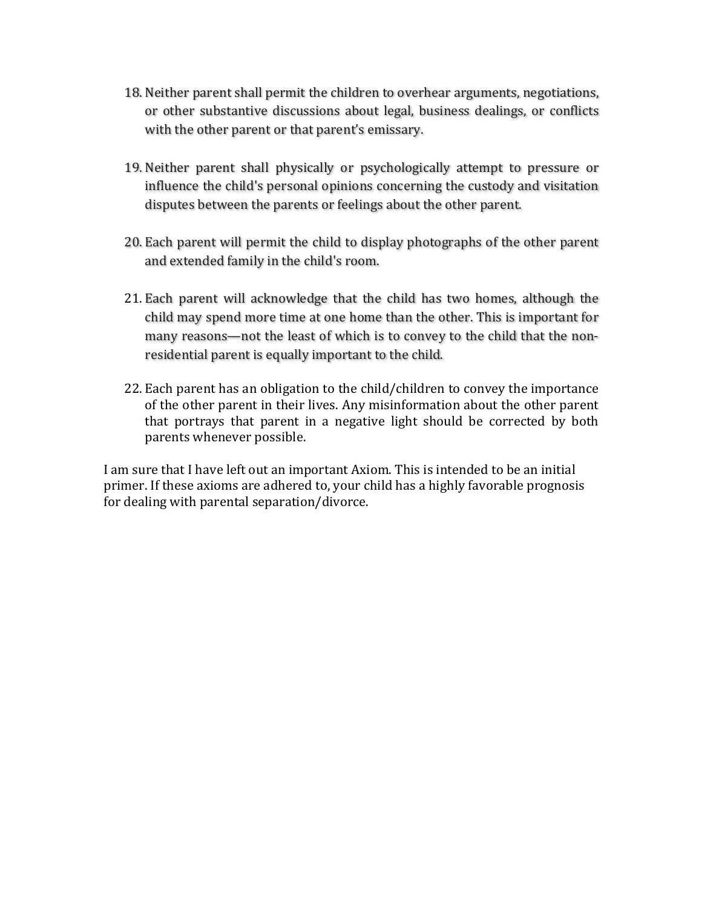18. Neither parent shall permit the children to overhear arguments, negotiations, or other substantive discussions about legal, business dealings, or conflicts with the other parent or that parent's emissary.

19. Neither parent shall physically or psychologically attempt to pressure or influence the child's personal opinions concerning the custody and visitation disputes between the parents or feelings about the other parent.

20. Each parent will permit the child to display photographs of the other parent and extended family in the child's room.

21. Each parent will acknowledge that the child has two homes, although the child may spend more time at one home than the other. This is important for many reasons—not the least of which is to convey to the child that the non-residential parent is equally important to the child.

22. Each parent has an obligation to the child/children to convey the importance of the other parent in their lives. Any misinformation about the other parent that portrays that parent in a negative light should be corrected by both parents whenever possible.

I am sure that I have left out an important Axiom. This is intended to be an initial primer. If these axioms are adhered to, your child has a highly favorable prognosis for dealing with parental separation/divorce.